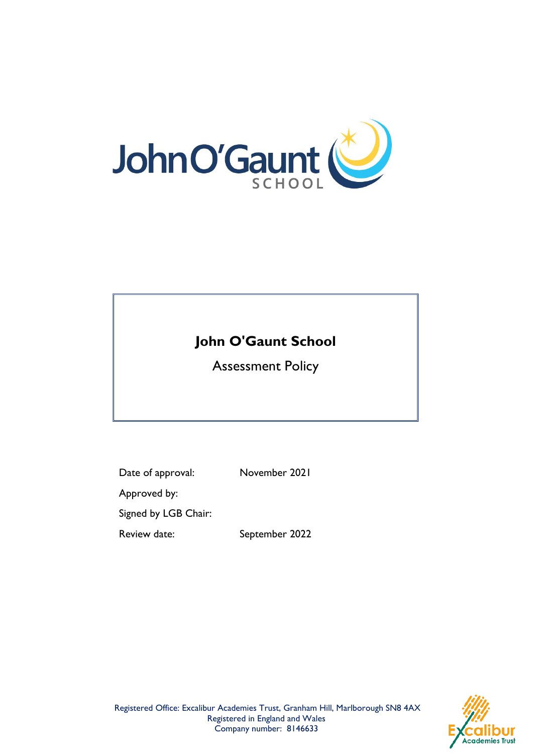# John O'Gaunt School

Assessment Policy

| | |
|---|---|
| Date of approval: | November 2021 |
| Approved by: | |
| Signed by LGB Chair: | |
| Review date: | September 2022 |

Registered Office: Excalibur Academies Trust, Granham Hill, Marlborough SN8 4AX
Registered in England and Wales
Company number: 8146633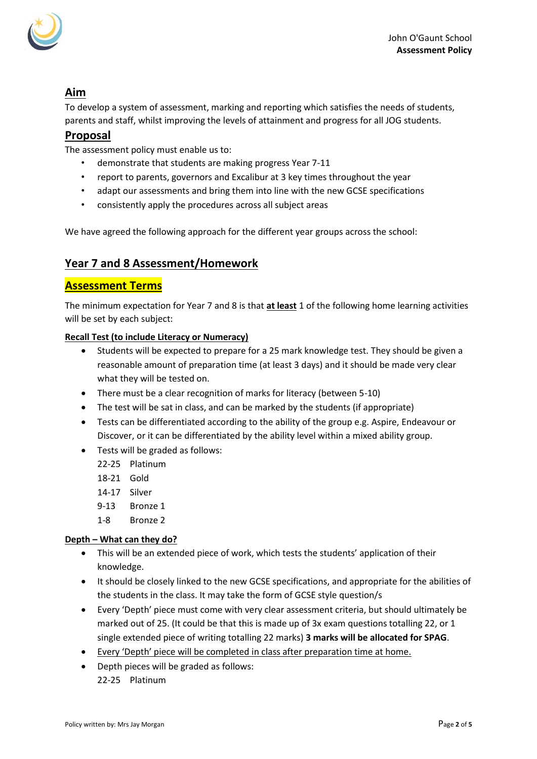## Aim

To develop a system of assessment, marking and reporting which satisfies the needs of students, parents and staff, whilst improving the levels of attainment and progress for all JOG students.

## Proposal

The assessment policy must enable us to:

- demonstrate that students are making progress Year 7-11
- report to parents, governors and Excalibur at 3 key times throughout the year
- adapt our assessments and bring them into line with the new GCSE specifications
- consistently apply the procedures across all subject areas

We have agreed the following approach for the different year groups across the school:

## Year 7 and 8 Assessment/Homework

## Assessment Terms

The minimum expectation for Year 7 and 8 is that **at least** 1 of the following home learning activities will be set by each subject:

### Recall Test (to include Literacy or Numeracy)

- Students will be expected to prepare for a 25 mark knowledge test. They should be given a reasonable amount of preparation time (at least 3 days) and it should be made very clear what they will be tested on.
- There must be a clear recognition of marks for literacy (between 5-10)
- The test will be sat in class, and can be marked by the students (if appropriate)
- Tests can be differentiated according to the ability of the group e.g. Aspire, Endeavour or Discover, or it can be differentiated by the ability level within a mixed ability group.
- Tests will be graded as follows:
  22-25 Platinum
  18-21 Gold
  14-17 Silver
  9-13 Bronze 1
  1-8 Bronze 2

### Depth – What can they do?

- This will be an extended piece of work, which tests the students' application of their knowledge.
- It should be closely linked to the new GCSE specifications, and appropriate for the abilities of the students in the class. It may take the form of GCSE style question/s
- Every 'Depth' piece must come with very clear assessment criteria, but should ultimately be marked out of 25. (It could be that this is made up of 3x exam questions totalling 22, or 1 single extended piece of writing totalling 22 marks) **3 marks will be allocated for SPAG**.
- Every 'Depth' piece will be completed in class after preparation time at home.
- Depth pieces will be graded as follows:
  22-25 Platinum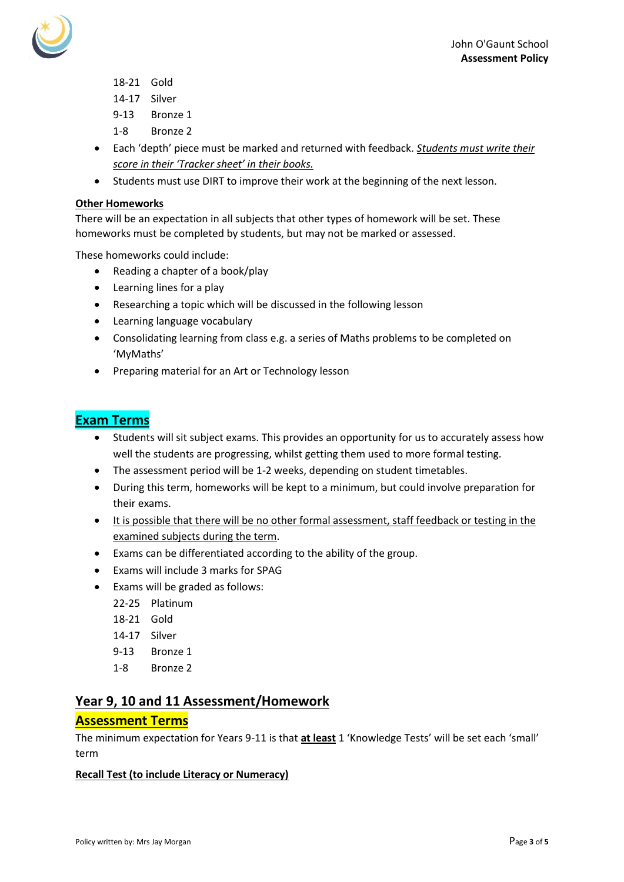18-21 Gold
14-17 Silver
9-13 Bronze 1
1-8 Bronze 2

- Each 'depth' piece must be marked and returned with feedback. ***Students must write their score in their 'Tracker sheet' in their books.***
- Students must use DIRT to improve their work at the beginning of the next lesson.

**Other Homeworks**

There will be an expectation in all subjects that other types of homework will be set. These homeworks must be completed by students, but may not be marked or assessed.

These homeworks could include:

- Reading a chapter of a book/play
- Learning lines for a play
- Researching a topic which will be discussed in the following lesson
- Learning language vocabulary
- Consolidating learning from class e.g. a series of Maths problems to be completed on 'MyMaths'
- Preparing material for an Art or Technology lesson

## Exam Terms

- Students will sit subject exams. This provides an opportunity for us to accurately assess how well the students are progressing, whilst getting them used to more formal testing.
- The assessment period will be 1-2 weeks, depending on student timetables.
- During this term, homeworks will be kept to a minimum, but could involve preparation for their exams.
- It is possible that there will be no other formal assessment, staff feedback or testing in the examined subjects during the term.
- Exams can be differentiated according to the ability of the group.
- Exams will include 3 marks for SPAG
- Exams will be graded as follows:

  22-25 Platinum
  18-21 Gold
  14-17 Silver
  9-13 Bronze 1
  1-8 Bronze 2

# Year 9, 10 and 11 Assessment/Homework

## Assessment Terms

The minimum expectation for Years 9-11 is that **at least** 1 'Knowledge Tests' will be set each 'small' term

**Recall Test (to include Literacy or Numeracy)**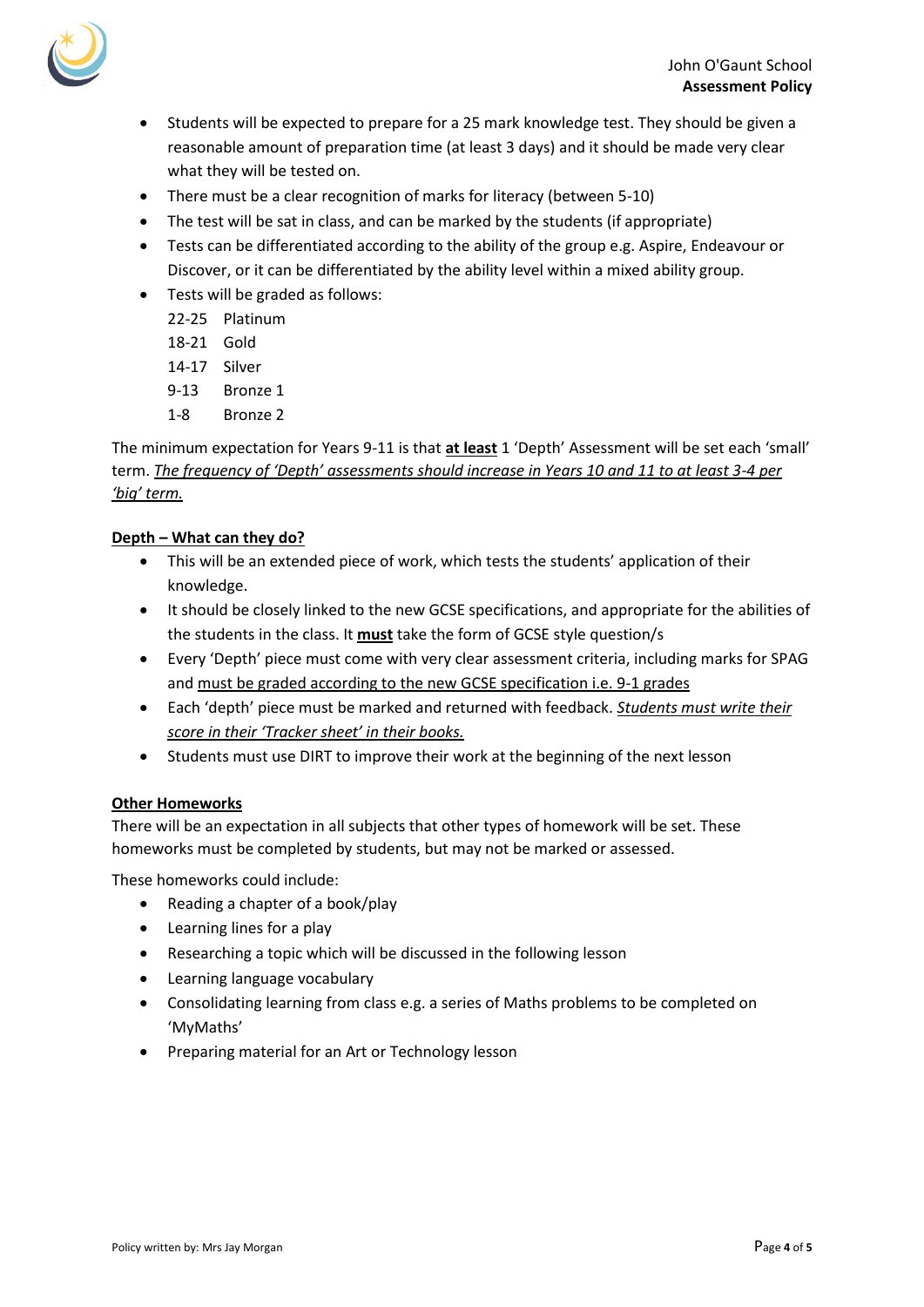- Students will be expected to prepare for a 25 mark knowledge test. They should be given a reasonable amount of preparation time (at least 3 days) and it should be made very clear what they will be tested on.
- There must be a clear recognition of marks for literacy (between 5-10)
- The test will be sat in class, and can be marked by the students (if appropriate)
- Tests can be differentiated according to the ability of the group e.g. Aspire, Endeavour or Discover, or it can be differentiated by the ability level within a mixed ability group.
- Tests will be graded as follows:

  22-25 Platinum
  18-21 Gold
  14-17 Silver
  9-13 Bronze 1
  1-8 Bronze 2

The minimum expectation for Years 9-11 is that <u>**at least**</u> 1 'Depth' Assessment will be set each 'small' term. <u>*The frequency of 'Depth' assessments should increase in Years 10 and 11 to at least 3-4 per 'big' term.*</u>

<u>**Depth – What can they do?**</u>

- This will be an extended piece of work, which tests the students' application of their knowledge.
- It should be closely linked to the new GCSE specifications, and appropriate for the abilities of the students in the class. It <u>**must**</u> take the form of GCSE style question/s
- Every 'Depth' piece must come with very clear assessment criteria, including marks for SPAG and <u>must be graded according to the new GCSE specification i.e. 9-1 grades</u>
- Each 'depth' piece must be marked and returned with feedback. <u>*Students must write their score in their 'Tracker sheet' in their books.*</u>
- Students must use DIRT to improve their work at the beginning of the next lesson

<u>**Other Homeworks**</u>

There will be an expectation in all subjects that other types of homework will be set. These homeworks must be completed by students, but may not be marked or assessed.

These homeworks could include:

- Reading a chapter of a book/play
- Learning lines for a play
- Researching a topic which will be discussed in the following lesson
- Learning language vocabulary
- Consolidating learning from class e.g. a series of Maths problems to be completed on 'MyMaths'
- Preparing material for an Art or Technology lesson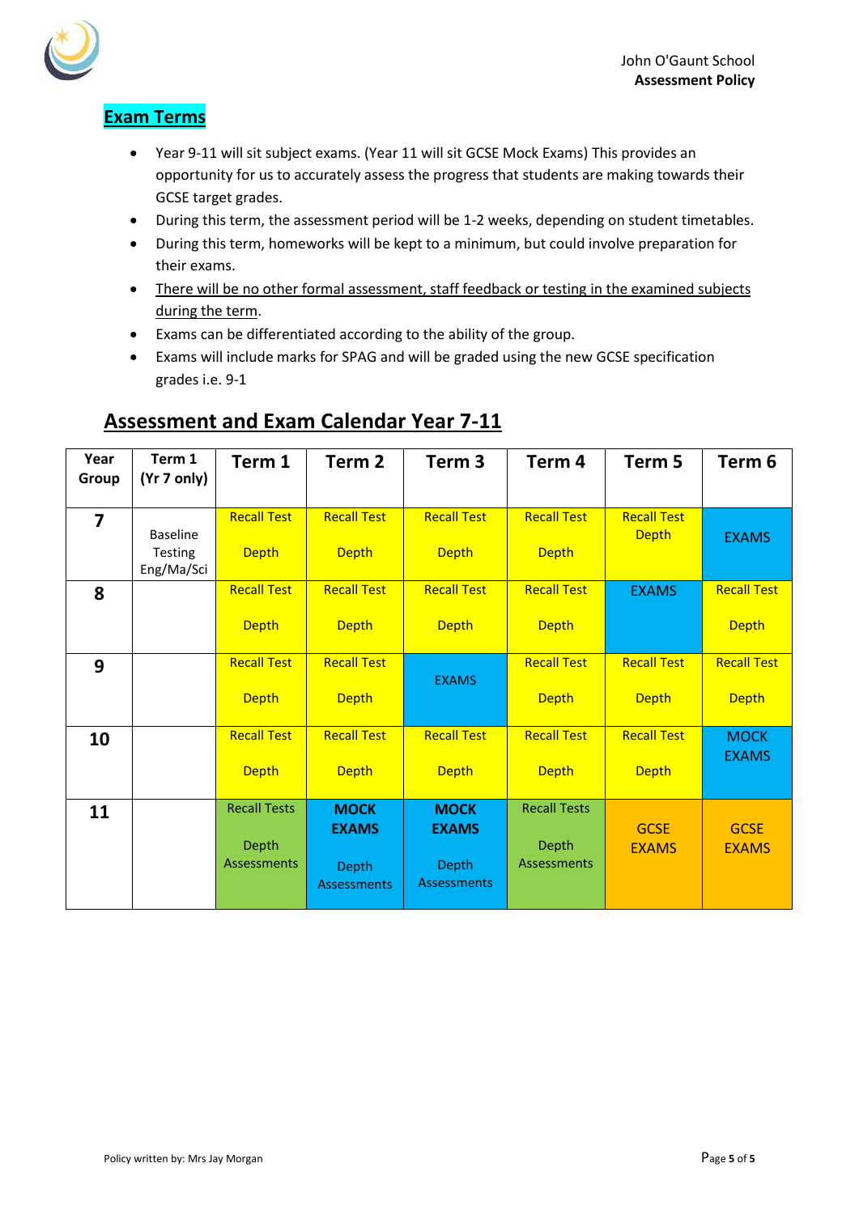## Exam Terms

- Year 9-11 will sit subject exams. (Year 11 will sit GCSE Mock Exams) This provides an opportunity for us to accurately assess the progress that students are making towards their GCSE target grades.
- During this term, the assessment period will be 1-2 weeks, depending on student timetables.
- During this term, homeworks will be kept to a minimum, but could involve preparation for their exams.
- There will be no other formal assessment, staff feedback or testing in the examined subjects during the term.
- Exams can be differentiated according to the ability of the group.
- Exams will include marks for SPAG and will be graded using the new GCSE specification grades i.e. 9-1

## Assessment and Exam Calendar Year 7-11

| Year Group | Term 1 (Yr 7 only) | Term 1 | Term 2 | Term 3 | Term 4 | Term 5 | Term 6 |
|---|---|---|---|---|---|---|---|
| 7 | Baseline Testing Eng/Ma/Sci | Recall Test Depth | Recall Test Depth | Recall Test Depth | Recall Test Depth | Recall Test Depth | EXAMS |
| 8 | | Recall Test Depth | Recall Test Depth | Recall Test Depth | Recall Test Depth | EXAMS | Recall Test Depth |
| 9 | | Recall Test Depth | Recall Test Depth | EXAMS | Recall Test Depth | Recall Test Depth | Recall Test Depth |
| 10 | | Recall Test Depth | Recall Test Depth | Recall Test Depth | Recall Test Depth | Recall Test Depth | MOCK EXAMS |
| 11 | | Recall Tests Depth Assessments | **MOCK EXAMS** Depth Assessments | **MOCK EXAMS** Depth Assessments | Recall Tests Depth Assessments | GCSE EXAMS | GCSE EXAMS |

Policy written by: Mrs Jay Morgan